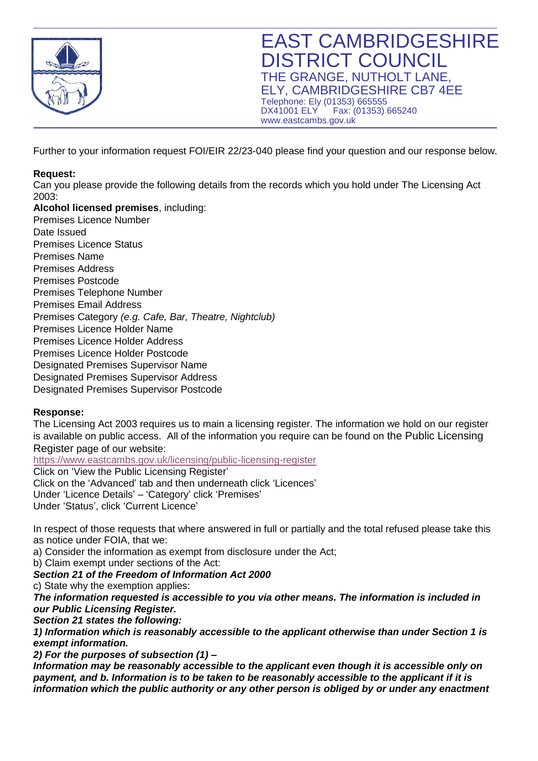# EAST CAMBRIDGESHIRE DISTRICT COUNCIL

THE GRANGE, NUTHOLT LANE, ELY, CAMBRIDGESHIRE CB7 4EE
Telephone: Ely (01353) 665555
DX41001 ELY Fax: (01353) 665240
www.eastcambs.gov.uk

Further to your information request FOI/EIR 22/23-040 please find your question and our response below.

**Request:**
Can you please provide the following details from the records which you hold under The Licensing Act 2003:
**Alcohol licensed premises**, including:
Premises Licence Number
Date Issued
Premises Licence Status
Premises Name
Premises Address
Premises Postcode
Premises Telephone Number
Premises Email Address
Premises Category *(e.g. Cafe, Bar, Theatre, Nightclub)*
Premises Licence Holder Name
Premises Licence Holder Address
Premises Licence Holder Postcode
Designated Premises Supervisor Name
Designated Premises Supervisor Address
Designated Premises Supervisor Postcode

**Response:**
The Licensing Act 2003 requires us to main a licensing register. The information we hold on our register is available on public access. All of the information you require can be found on the Public Licensing Register page of our website:
https://www.eastcambs.gov.uk/licensing/public-licensing-register
Click on 'View the Public Licensing Register'
Click on the 'Advanced' tab and then underneath click 'Licences'
Under 'Licence Details' – 'Category' click 'Premises'
Under 'Status', click 'Current Licence'

In respect of those requests that where answered in full or partially and the total refused please take this as notice under FOIA, that we:
a) Consider the information as exempt from disclosure under the Act;
b) Claim exempt under sections of the Act:
***Section 21 of the Freedom of Information Act 2000***
c) State why the exemption applies:
***The information requested is accessible to you via other means. The information is included in our Public Licensing Register.***
***Section 21 states the following:***
***1) Information which is reasonably accessible to the applicant otherwise than under Section 1 is exempt information.***
***2) For the purposes of subsection (1) –***
***Information may be reasonably accessible to the applicant even though it is accessible only on payment, and b. Information is to be taken to be reasonably accessible to the applicant if it is information which the public authority or any other person is obliged by or under any enactment***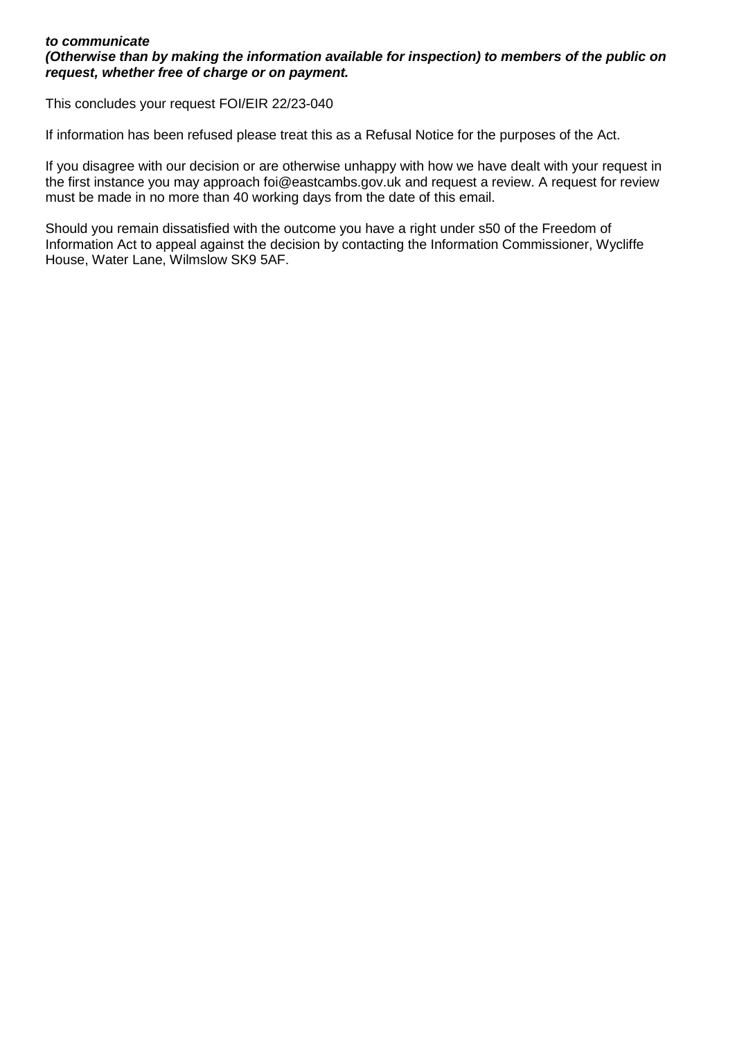***to communicate***
***(Otherwise than by making the information available for inspection) to members of the public on request, whether free of charge or on payment.***

This concludes your request FOI/EIR 22/23-040

If information has been refused please treat this as a Refusal Notice for the purposes of the Act.

If you disagree with our decision or are otherwise unhappy with how we have dealt with your request in the first instance you may approach foi@eastcambs.gov.uk and request a review. A request for review must be made in no more than 40 working days from the date of this email.

Should you remain dissatisfied with the outcome you have a right under s50 of the Freedom of Information Act to appeal against the decision by contacting the Information Commissioner, Wycliffe House, Water Lane, Wilmslow SK9 5AF.